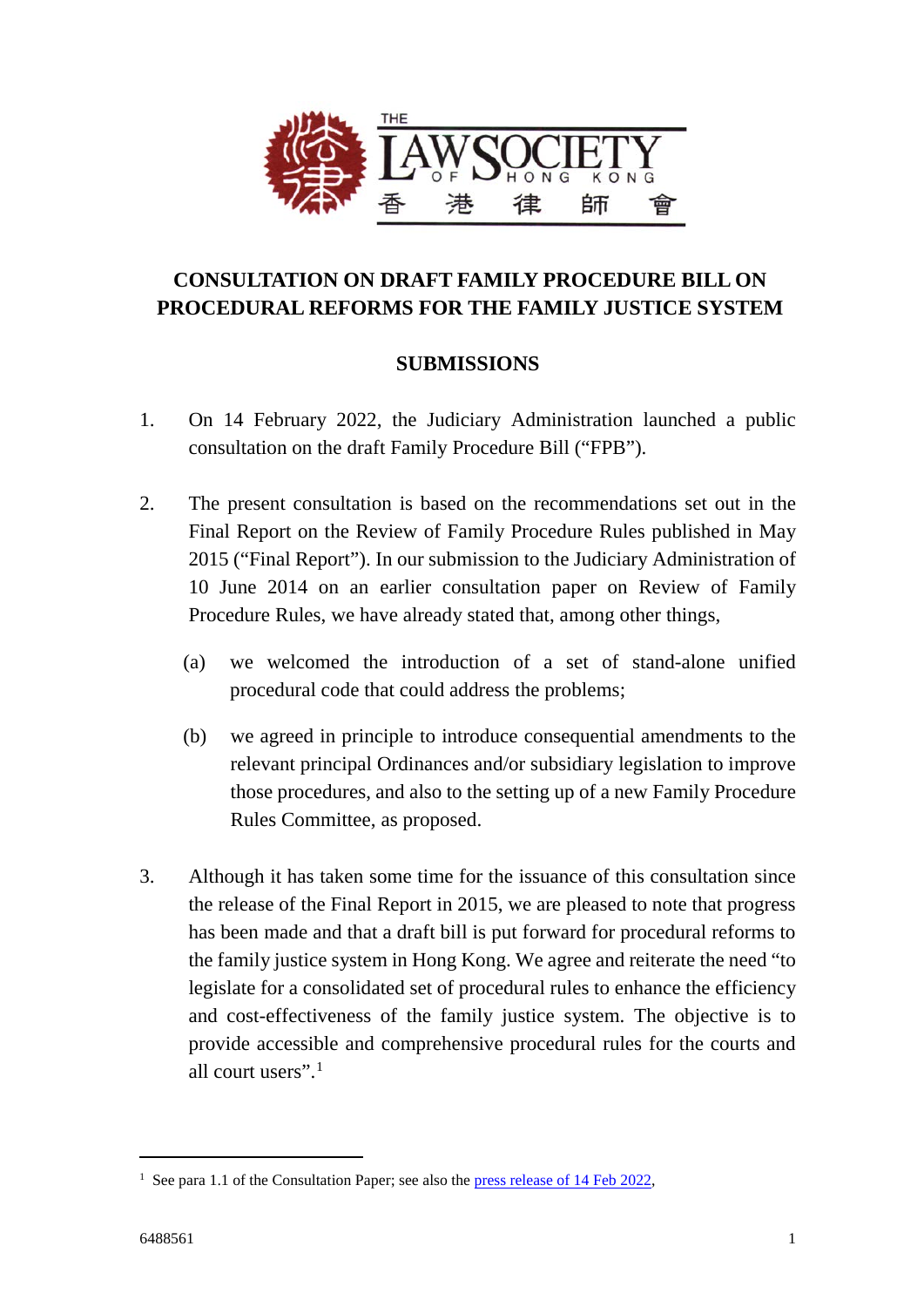THE LAW SOCIETY OF HONG KONG 香 港 律 師 會

## CONSULTATION ON DRAFT FAMILY PROCEDURE BILL ON PROCEDURAL REFORMS FOR THE FAMILY JUSTICE SYSTEM

### SUBMISSIONS

1. On 14 February 2022, the Judiciary Administration launched a public consultation on the draft Family Procedure Bill ("FPB").

2. The present consultation is based on the recommendations set out in the Final Report on the Review of Family Procedure Rules published in May 2015 ("Final Report"). In our submission to the Judiciary Administration of 10 June 2014 on an earlier consultation paper on Review of Family Procedure Rules, we have already stated that, among other things,

   (a) we welcomed the introduction of a set of stand-alone unified procedural code that could address the problems;

   (b) we agreed in principle to introduce consequential amendments to the relevant principal Ordinances and/or subsidiary legislation to improve those procedures, and also to the setting up of a new Family Procedure Rules Committee, as proposed.

3. Although it has taken some time for the issuance of this consultation since the release of the Final Report in 2015, we are pleased to note that progress has been made and that a draft bill is put forward for procedural reforms to the family justice system in Hong Kong. We agree and reiterate the need "to legislate for a consolidated set of procedural rules to enhance the efficiency and cost-effectiveness of the family justice system. The objective is to provide accessible and comprehensive procedural rules for the courts and all court users".[1]

---

[1] See para 1.1 of the Consultation Paper; see also the press release of 14 Feb 2022,

6488561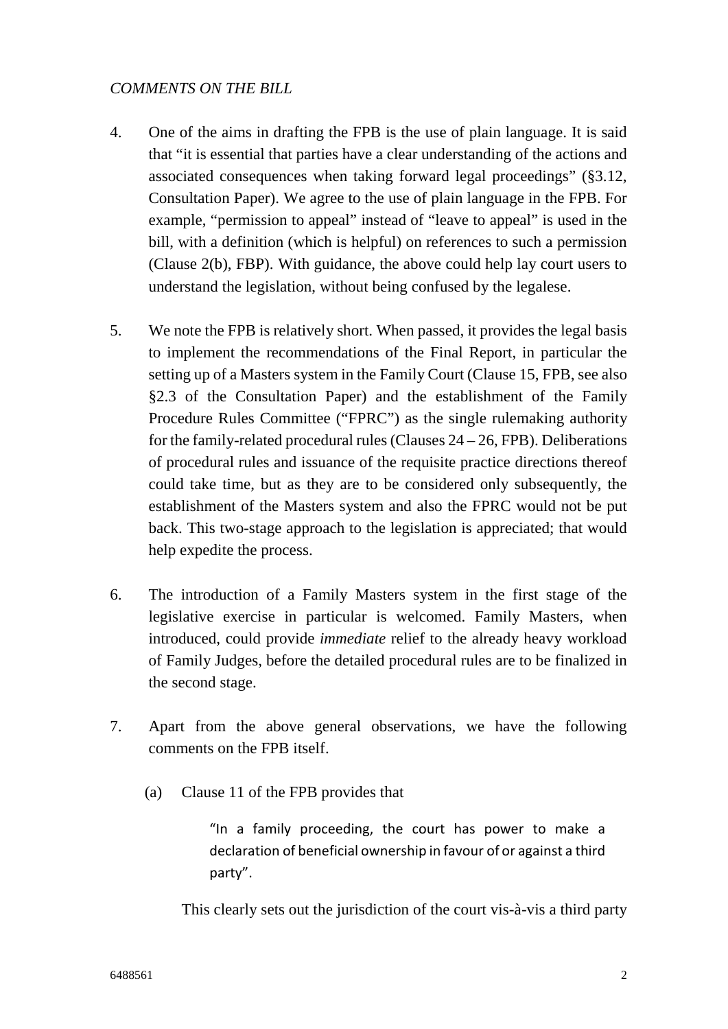*COMMENTS ON THE BILL*

4. One of the aims in drafting the FPB is the use of plain language. It is said that "it is essential that parties have a clear understanding of the actions and associated consequences when taking forward legal proceedings" (§3.12, Consultation Paper). We agree to the use of plain language in the FPB. For example, "permission to appeal" instead of "leave to appeal" is used in the bill, with a definition (which is helpful) on references to such a permission (Clause 2(b), FBP). With guidance, the above could help lay court users to understand the legislation, without being confused by the legalese.

5. We note the FPB is relatively short. When passed, it provides the legal basis to implement the recommendations of the Final Report, in particular the setting up of a Masters system in the Family Court (Clause 15, FPB, see also §2.3 of the Consultation Paper) and the establishment of the Family Procedure Rules Committee ("FPRC") as the single rulemaking authority for the family-related procedural rules (Clauses 24 – 26, FPB). Deliberations of procedural rules and issuance of the requisite practice directions thereof could take time, but as they are to be considered only subsequently, the establishment of the Masters system and also the FPRC would not be put back. This two-stage approach to the legislation is appreciated; that would help expedite the process.

6. The introduction of a Family Masters system in the first stage of the legislative exercise in particular is welcomed. Family Masters, when introduced, could provide *immediate* relief to the already heavy workload of Family Judges, before the detailed procedural rules are to be finalized in the second stage.

7. Apart from the above general observations, we have the following comments on the FPB itself.

   (a) Clause 11 of the FPB provides that

   > "In a family proceeding, the court has power to make a declaration of beneficial ownership in favour of or against a third party".

   This clearly sets out the jurisdiction of the court vis-à-vis a third party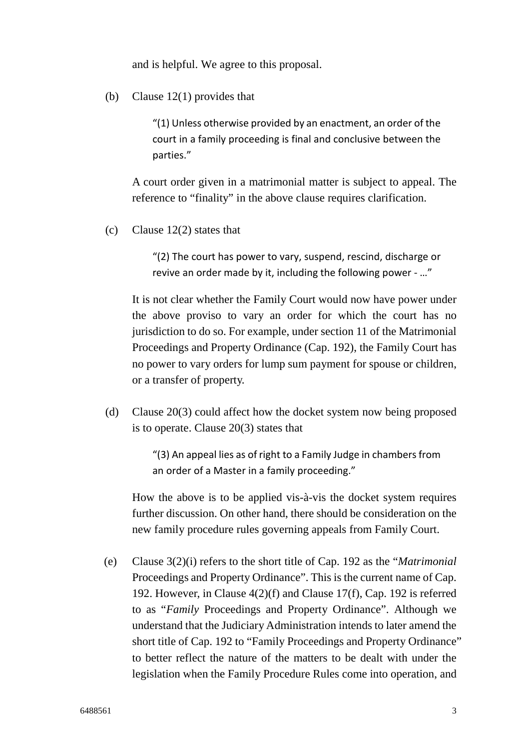and is helpful. We agree to this proposal.

(b) Clause 12(1) provides that

> "(1) Unless otherwise provided by an enactment, an order of the court in a family proceeding is final and conclusive between the parties."

A court order given in a matrimonial matter is subject to appeal. The reference to "finality" in the above clause requires clarification.

(c) Clause 12(2) states that

> "(2) The court has power to vary, suspend, rescind, discharge or revive an order made by it, including the following power - …"

It is not clear whether the Family Court would now have power under the above proviso to vary an order for which the court has no jurisdiction to do so. For example, under section 11 of the Matrimonial Proceedings and Property Ordinance (Cap. 192), the Family Court has no power to vary orders for lump sum payment for spouse or children, or a transfer of property.

(d) Clause 20(3) could affect how the docket system now being proposed is to operate. Clause 20(3) states that

> "(3) An appeal lies as of right to a Family Judge in chambers from an order of a Master in a family proceeding."

How the above is to be applied vis-à-vis the docket system requires further discussion. On other hand, there should be consideration on the new family procedure rules governing appeals from Family Court.

(e) Clause 3(2)(i) refers to the short title of Cap. 192 as the "*Matrimonial* Proceedings and Property Ordinance". This is the current name of Cap. 192. However, in Clause 4(2)(f) and Clause 17(f), Cap. 192 is referred to as "*Family* Proceedings and Property Ordinance". Although we understand that the Judiciary Administration intends to later amend the short title of Cap. 192 to "Family Proceedings and Property Ordinance" to better reflect the nature of the matters to be dealt with under the legislation when the Family Procedure Rules come into operation, and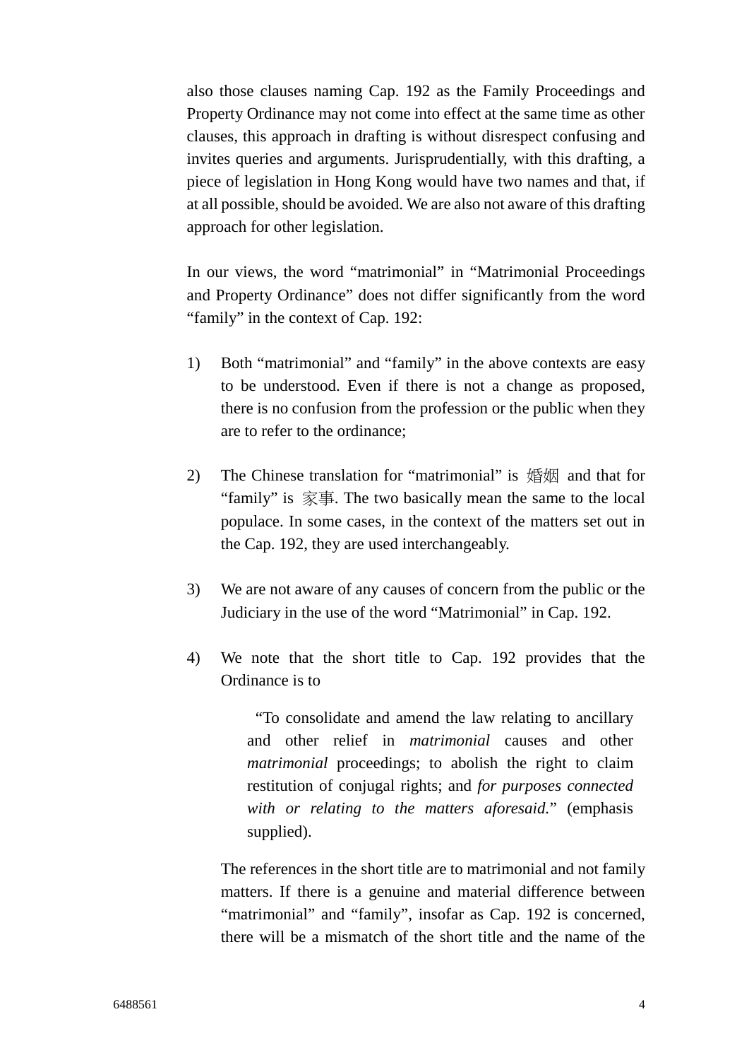also those clauses naming Cap. 192 as the Family Proceedings and Property Ordinance may not come into effect at the same time as other clauses, this approach in drafting is without disrespect confusing and invites queries and arguments. Jurisprudentially, with this drafting, a piece of legislation in Hong Kong would have two names and that, if at all possible, should be avoided. We are also not aware of this drafting approach for other legislation.

In our views, the word "matrimonial" in "Matrimonial Proceedings and Property Ordinance" does not differ significantly from the word "family" in the context of Cap. 192:

1) Both "matrimonial" and "family" in the above contexts are easy to be understood. Even if there is not a change as proposed, there is no confusion from the profession or the public when they are to refer to the ordinance;

2) The Chinese translation for "matrimonial" is 婚姻 and that for "family" is 家事. The two basically mean the same to the local populace. In some cases, in the context of the matters set out in the Cap. 192, they are used interchangeably.

3) We are not aware of any causes of concern from the public or the Judiciary in the use of the word "Matrimonial" in Cap. 192.

4) We note that the short title to Cap. 192 provides that the Ordinance is to

   > "To consolidate and amend the law relating to ancillary and other relief in *matrimonial* causes and other *matrimonial* proceedings; to abolish the right to claim restitution of conjugal rights; and *for purposes connected with or relating to the matters aforesaid*." (emphasis supplied).

   The references in the short title are to matrimonial and not family matters. If there is a genuine and material difference between "matrimonial" and "family", insofar as Cap. 192 is concerned, there will be a mismatch of the short title and the name of the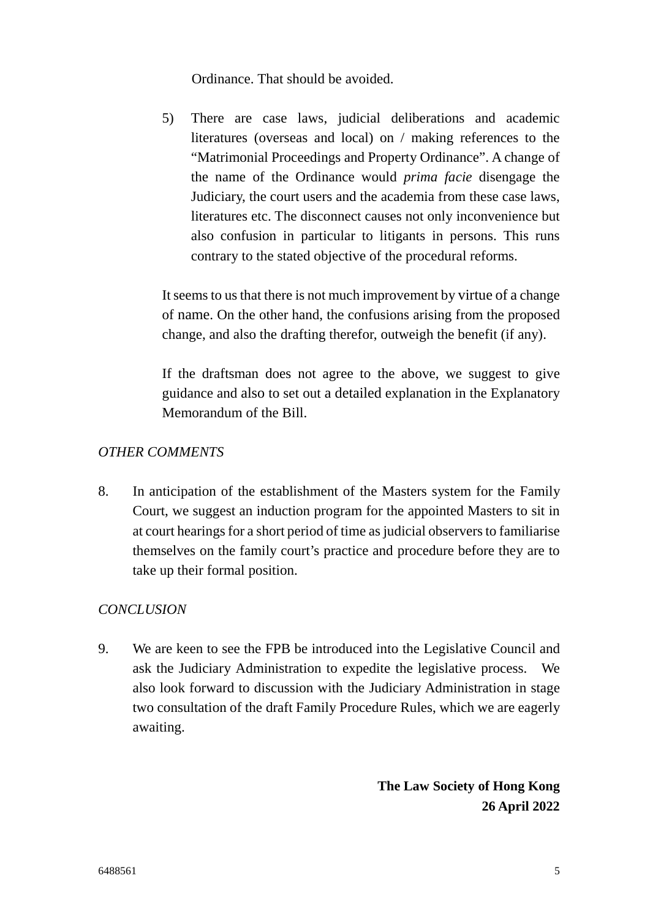Ordinance. That should be avoided.

5) There are case laws, judicial deliberations and academic literatures (overseas and local) on / making references to the "Matrimonial Proceedings and Property Ordinance". A change of the name of the Ordinance would *prima facie* disengage the Judiciary, the court users and the academia from these case laws, literatures etc. The disconnect causes not only inconvenience but also confusion in particular to litigants in persons. This runs contrary to the stated objective of the procedural reforms.

It seems to us that there is not much improvement by virtue of a change of name. On the other hand, the confusions arising from the proposed change, and also the drafting therefor, outweigh the benefit (if any).

If the draftsman does not agree to the above, we suggest to give guidance and also to set out a detailed explanation in the Explanatory Memorandum of the Bill.

*OTHER COMMENTS*

8. In anticipation of the establishment of the Masters system for the Family Court, we suggest an induction program for the appointed Masters to sit in at court hearings for a short period of time as judicial observers to familiarise themselves on the family court's practice and procedure before they are to take up their formal position.

*CONCLUSION*

9. We are keen to see the FPB be introduced into the Legislative Council and ask the Judiciary Administration to expedite the legislative process. We also look forward to discussion with the Judiciary Administration in stage two consultation of the draft Family Procedure Rules, which we are eagerly awaiting.

**The Law Society of Hong Kong**
**26 April 2022**

6488561